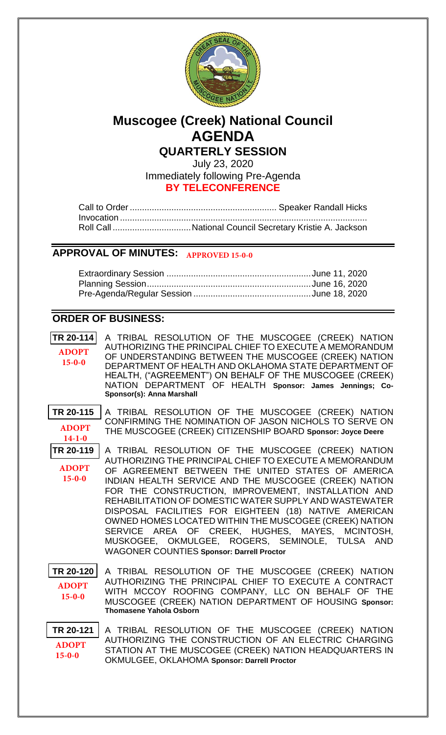# Muscogee (Creek) National Council

# AGENDA

## QUARTERLY SESSION

July 23, 2020

Immediately following Pre-Agenda

**BY TELECONFERENCE**

Call to Order ........................................................... Speaker Randall Hicks
Invocation ....................................................................................................
Roll Call ................................National Council Secretary Kristie A. Jackson

## APPROVAL OF MINUTES: APPROVED 15-0-0

Extraordinary Session ..........................................................June 11, 2020
Planning Session..................................................................June 16, 2020
Pre-Agenda/Regular Session ...............................................June 18, 2020

## ORDER OF BUSINESS:

**TR 20-114** — **ADOPT 15-0-0**
A TRIBAL RESOLUTION OF THE MUSCOGEE (CREEK) NATION AUTHORIZING THE PRINCIPAL CHIEF TO EXECUTE A MEMORANDUM OF UNDERSTANDING BETWEEN THE MUSCOGEE (CREEK) NATION DEPARTMENT OF HEALTH AND OKLAHOMA STATE DEPARTMENT OF HEALTH, ("AGREEMENT") ON BEHALF OF THE MUSCOGEE (CREEK) NATION DEPARTMENT OF HEALTH **Sponsor: James Jennings; Co-Sponsor(s): Anna Marshall**

**TR 20-115** — **ADOPT 14-1-0**
A TRIBAL RESOLUTION OF THE MUSCOGEE (CREEK) NATION CONFIRMING THE NOMINATION OF JASON NICHOLS TO SERVE ON THE MUSCOGEE (CREEK) CITIZENSHIP BOARD **Sponsor: Joyce Deere**

**TR 20-119** — **ADOPT 15-0-0**
A TRIBAL RESOLUTION OF THE MUSCOGEE (CREEK) NATION AUTHORIZING THE PRINCIPAL CHIEF TO EXECUTE A MEMORANDUM OF AGREEMENT BETWEEN THE UNITED STATES OF AMERICA INDIAN HEALTH SERVICE AND THE MUSCOGEE (CREEK) NATION FOR THE CONSTRUCTION, IMPROVEMENT, INSTALLATION AND REHABILITATION OF DOMESTIC WATER SUPPLY AND WASTEWATER DISPOSAL FACILITIES FOR EIGHTEEN (18) NATIVE AMERICAN OWNED HOMES LOCATED WITHIN THE MUSCOGEE (CREEK) NATION SERVICE AREA OF CREEK, HUGHES, MAYES, MCINTOSH, MUSKOGEE, OKMULGEE, ROGERS, SEMINOLE, TULSA AND WAGONER COUNTIES **Sponsor: Darrell Proctor**

**TR 20-120** — **ADOPT 15-0-0**
A TRIBAL RESOLUTION OF THE MUSCOGEE (CREEK) NATION AUTHORIZING THE PRINCIPAL CHIEF TO EXECUTE A CONTRACT WITH MCCOY ROOFING COMPANY, LLC ON BEHALF OF THE MUSCOGEE (CREEK) NATION DEPARTMENT OF HOUSING **Sponsor: Thomasene Yahola Osborn**

**TR 20-121** — **ADOPT 15-0-0**
A TRIBAL RESOLUTION OF THE MUSCOGEE (CREEK) NATION AUTHORIZING THE CONSTRUCTION OF AN ELECTRIC CHARGING STATION AT THE MUSCOGEE (CREEK) NATION HEADQUARTERS IN OKMULGEE, OKLAHOMA **Sponsor: Darrell Proctor**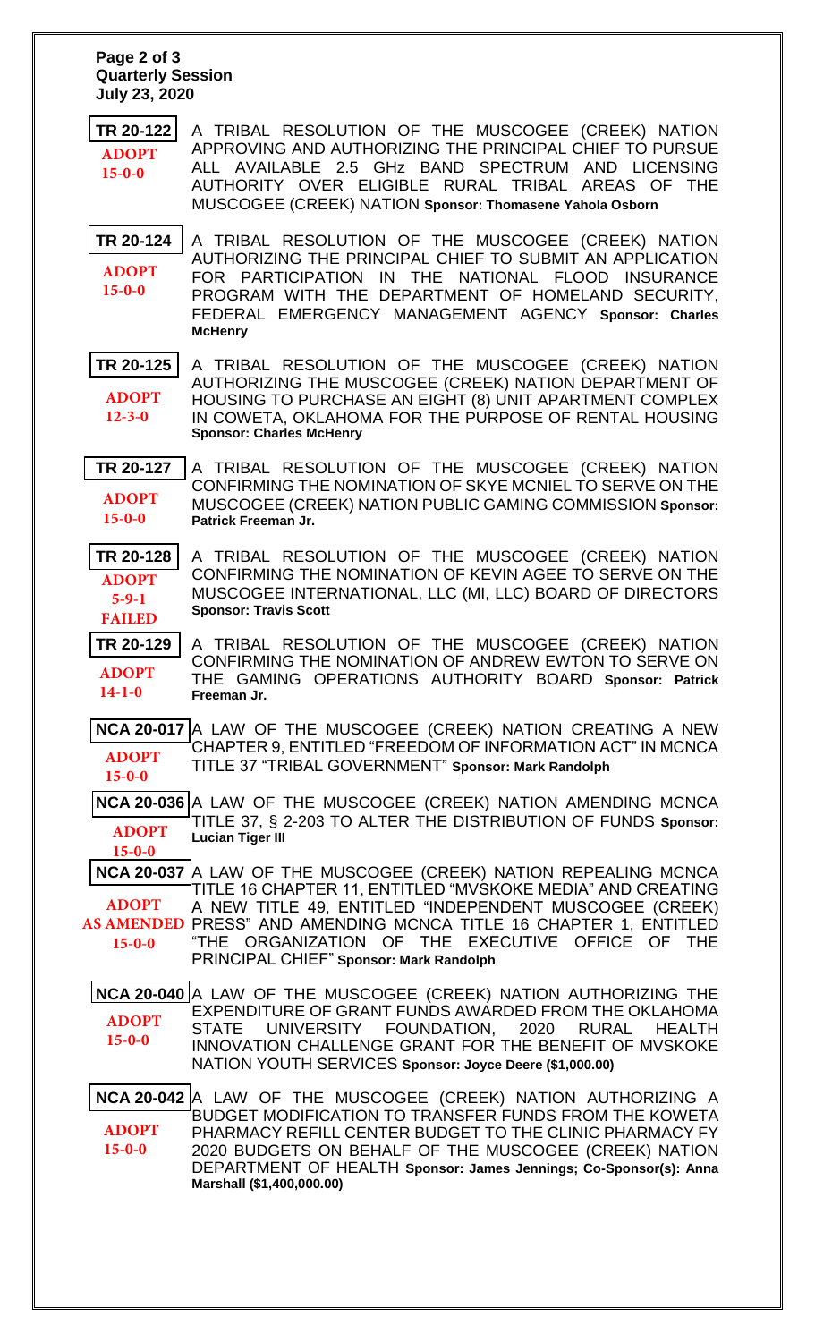**Quarterly Session**
**July 23, 2020**

**TR 20-122**
ADOPT
15-0-0

A TRIBAL RESOLUTION OF THE MUSCOGEE (CREEK) NATION APPROVING AND AUTHORIZING THE PRINCIPAL CHIEF TO PURSUE ALL AVAILABLE 2.5 GHz BAND SPECTRUM AND LICENSING AUTHORITY OVER ELIGIBLE RURAL TRIBAL AREAS OF THE MUSCOGEE (CREEK) NATION **Sponsor: Thomasene Yahola Osborn**

**TR 20-124**
ADOPT
15-0-0

A TRIBAL RESOLUTION OF THE MUSCOGEE (CREEK) NATION AUTHORIZING THE PRINCIPAL CHIEF TO SUBMIT AN APPLICATION FOR PARTICIPATION IN THE NATIONAL FLOOD INSURANCE PROGRAM WITH THE DEPARTMENT OF HOMELAND SECURITY, FEDERAL EMERGENCY MANAGEMENT AGENCY **Sponsor: Charles McHenry**

**TR 20-125**
ADOPT
12-3-0

A TRIBAL RESOLUTION OF THE MUSCOGEE (CREEK) NATION AUTHORIZING THE MUSCOGEE (CREEK) NATION DEPARTMENT OF HOUSING TO PURCHASE AN EIGHT (8) UNIT APARTMENT COMPLEX IN COWETA, OKLAHOMA FOR THE PURPOSE OF RENTAL HOUSING **Sponsor: Charles McHenry**

**TR 20-127**
ADOPT
15-0-0

A TRIBAL RESOLUTION OF THE MUSCOGEE (CREEK) NATION CONFIRMING THE NOMINATION OF SKYE MCNIEL TO SERVE ON THE MUSCOGEE (CREEK) NATION PUBLIC GAMING COMMISSION **Sponsor: Patrick Freeman Jr.**

**TR 20-128**
ADOPT
5-9-1
FAILED

A TRIBAL RESOLUTION OF THE MUSCOGEE (CREEK) NATION CONFIRMING THE NOMINATION OF KEVIN AGEE TO SERVE ON THE MUSCOGEE INTERNATIONAL, LLC (MI, LLC) BOARD OF DIRECTORS **Sponsor: Travis Scott**

**TR 20-129**
ADOPT
14-1-0

A TRIBAL RESOLUTION OF THE MUSCOGEE (CREEK) NATION CONFIRMING THE NOMINATION OF ANDREW EWTON TO SERVE ON THE GAMING OPERATIONS AUTHORITY BOARD **Sponsor: Patrick Freeman Jr.**

**NCA 20-017**
ADOPT
15-0-0

A LAW OF THE MUSCOGEE (CREEK) NATION CREATING A NEW CHAPTER 9, ENTITLED "FREEDOM OF INFORMATION ACT" IN MCNCA TITLE 37 "TRIBAL GOVERNMENT" **Sponsor: Mark Randolph**

**NCA 20-036**
ADOPT
15-0-0

A LAW OF THE MUSCOGEE (CREEK) NATION AMENDING MCNCA TITLE 37, § 2-203 TO ALTER THE DISTRIBUTION OF FUNDS **Sponsor: Lucian Tiger III**

**NCA 20-037**
ADOPT
AS AMENDED
15-0-0

A LAW OF THE MUSCOGEE (CREEK) NATION REPEALING MCNCA TITLE 16 CHAPTER 11, ENTITLED "MVSKOKE MEDIA" AND CREATING A NEW TITLE 49, ENTITLED "INDEPENDENT MUSCOGEE (CREEK) PRESS" AND AMENDING MCNCA TITLE 16 CHAPTER 1, ENTITLED "THE ORGANIZATION OF THE EXECUTIVE OFFICE OF THE PRINCIPAL CHIEF" **Sponsor: Mark Randolph**

**NCA 20-040**
ADOPT
15-0-0

A LAW OF THE MUSCOGEE (CREEK) NATION AUTHORIZING THE EXPENDITURE OF GRANT FUNDS AWARDED FROM THE OKLAHOMA STATE UNIVERSITY FOUNDATION, 2020 RURAL HEALTH INNOVATION CHALLENGE GRANT FOR THE BENEFIT OF MVSKOKE NATION YOUTH SERVICES **Sponsor: Joyce Deere ($1,000.00)**

**NCA 20-042**
ADOPT
15-0-0

A LAW OF THE MUSCOGEE (CREEK) NATION AUTHORIZING A BUDGET MODIFICATION TO TRANSFER FUNDS FROM THE KOWETA PHARMACY REFILL CENTER BUDGET TO THE CLINIC PHARMACY FY 2020 BUDGETS ON BEHALF OF THE MUSCOGEE (CREEK) NATION DEPARTMENT OF HEALTH **Sponsor: James Jennings; Co-Sponsor(s): Anna Marshall ($1,400,000.00)**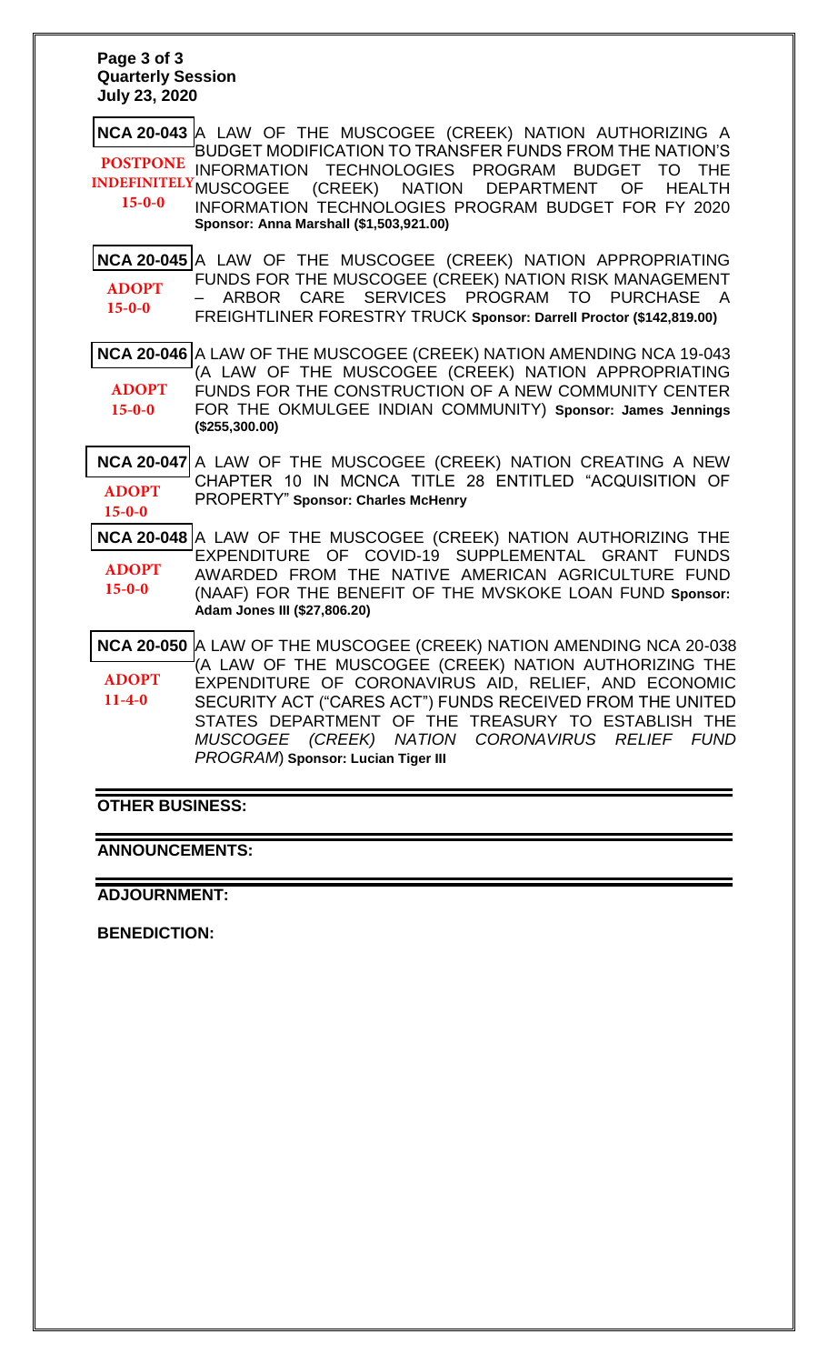**Quarterly Session**
**July 23, 2020**

**NCA 20-043** A LAW OF THE MUSCOGEE (CREEK) NATION AUTHORIZING A BUDGET MODIFICATION TO TRANSFER FUNDS FROM THE NATION'S INFORMATION TECHNOLOGIES PROGRAM BUDGET TO THE MUSCOGEE (CREEK) NATION DEPARTMENT OF HEALTH INFORMATION TECHNOLOGIES PROGRAM BUDGET FOR FY 2020 **Sponsor: Anna Marshall ($1,503,921.00)**

**POSTPONE INDEFINITELY 15-0-0**

**NCA 20-045** A LAW OF THE MUSCOGEE (CREEK) NATION APPROPRIATING FUNDS FOR THE MUSCOGEE (CREEK) NATION RISK MANAGEMENT – ARBOR CARE SERVICES PROGRAM TO PURCHASE A FREIGHTLINER FORESTRY TRUCK **Sponsor: Darrell Proctor ($142,819.00)**

**ADOPT 15-0-0**

**NCA 20-046** A LAW OF THE MUSCOGEE (CREEK) NATION AMENDING NCA 19-043 (A LAW OF THE MUSCOGEE (CREEK) NATION APPROPRIATING FUNDS FOR THE CONSTRUCTION OF A NEW COMMUNITY CENTER FOR THE OKMULGEE INDIAN COMMUNITY) **Sponsor: James Jennings ($255,300.00)**

**ADOPT 15-0-0**

**NCA 20-047** A LAW OF THE MUSCOGEE (CREEK) NATION CREATING A NEW CHAPTER 10 IN MCNCA TITLE 28 ENTITLED "ACQUISITION OF PROPERTY" **Sponsor: Charles McHenry**

**ADOPT 15-0-0**

**NCA 20-048** A LAW OF THE MUSCOGEE (CREEK) NATION AUTHORIZING THE EXPENDITURE OF COVID-19 SUPPLEMENTAL GRANT FUNDS AWARDED FROM THE NATIVE AMERICAN AGRICULTURE FUND (NAAF) FOR THE BENEFIT OF THE MVSKOKE LOAN FUND **Sponsor: Adam Jones III ($27,806.20)**

**ADOPT 15-0-0**

**NCA 20-050** A LAW OF THE MUSCOGEE (CREEK) NATION AMENDING NCA 20-038 (A LAW OF THE MUSCOGEE (CREEK) NATION AUTHORIZING THE EXPENDITURE OF CORONAVIRUS AID, RELIEF, AND ECONOMIC SECURITY ACT ("CARES ACT") FUNDS RECEIVED FROM THE UNITED STATES DEPARTMENT OF THE TREASURY TO ESTABLISH THE *MUSCOGEE (CREEK) NATION CORONAVIRUS RELIEF FUND PROGRAM*) **Sponsor: Lucian Tiger III**

**ADOPT 11-4-0**

**OTHER BUSINESS:**

**ANNOUNCEMENTS:**

**ADJOURNMENT:**

**BENEDICTION:**